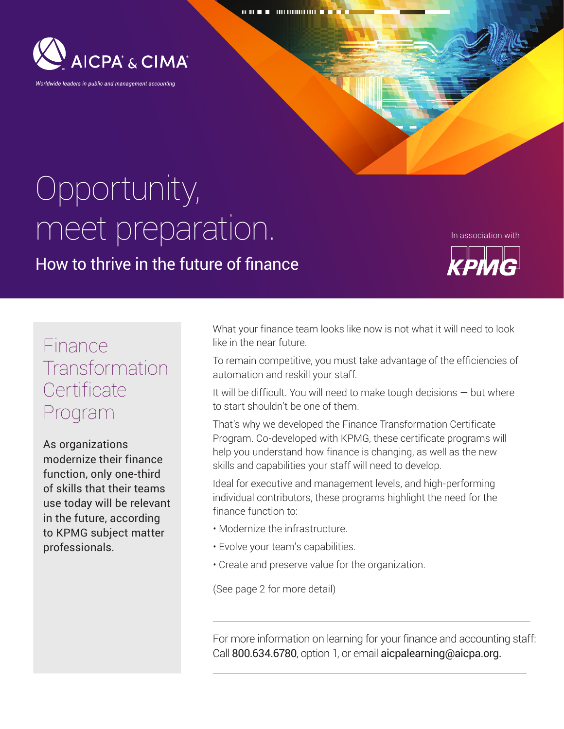AICPA® & CIMA®

*Worldwide leaders in public and management accounting*

# Opportunity, meet preparation.

## How to thrive in the future of finance

In association with KPMG

## Finance Transformation Certificate Program

As organizations modernize their finance function, only one-third of skills that their teams use today will be relevant in the future, according to KPMG subject matter professionals.

What your finance team looks like now is not what it will need to look like in the near future.

To remain competitive, you must take advantage of the efficiencies of automation and reskill your staff.

It will be difficult. You will need to make tough decisions — but where to start shouldn't be one of them.

That's why we developed the Finance Transformation Certificate Program. Co-developed with KPMG, these certificate programs will help you understand how finance is changing, as well as the new skills and capabilities your staff will need to develop.

Ideal for executive and management levels, and high-performing individual contributors, these programs highlight the need for the finance function to:

- Modernize the infrastructure.
- Evolve your team's capabilities.
- Create and preserve value for the organization.

(See page 2 for more detail)

---

For more information on learning for your finance and accounting staff: Call 800.634.6780, option 1, or email aicpalearning@aicpa.org.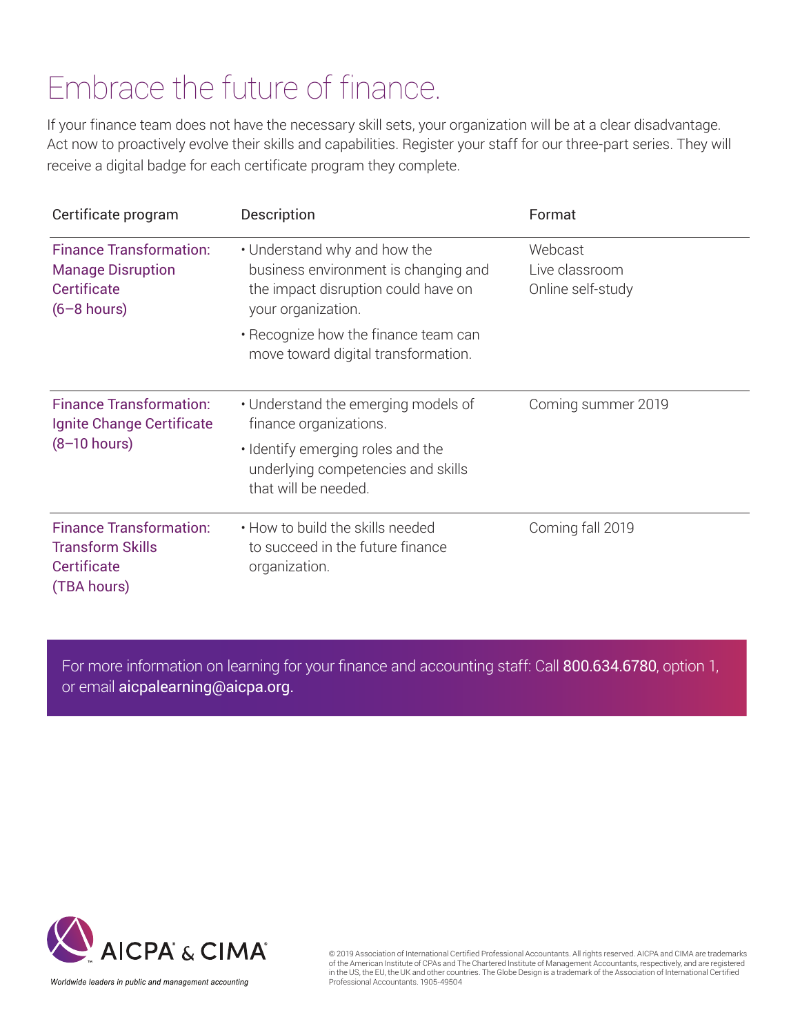# Embrace the future of finance.

If your finance team does not have the necessary skill sets, your organization will be at a clear disadvantage. Act now to proactively evolve their skills and capabilities. Register your staff for our three-part series. They will receive a digital badge for each certificate program they complete.

| Certificate program | Description | Format |
|---|---|---|
| Finance Transformation: Manage Disruption Certificate (6–8 hours) | • Understand why and how the business environment is changing and the impact disruption could have on your organization.<br>• Recognize how the finance team can move toward digital transformation. | Webcast<br>Live classroom<br>Online self-study |
| Finance Transformation: Ignite Change Certificate (8–10 hours) | • Understand the emerging models of finance organizations.<br>• Identify emerging roles and the underlying competencies and skills that will be needed. | Coming summer 2019 |
| Finance Transformation: Transform Skills Certificate (TBA hours) | • How to build the skills needed to succeed in the future finance organization. | Coming fall 2019 |

For more information on learning for your finance and accounting staff: Call **800.634.6780**, option 1, or email **aicpalearning@aicpa.org.**

AICPA & CIMA

*Worldwide leaders in public and management accounting*

© 2019 Association of International Certified Professional Accountants. All rights reserved. AICPA and CIMA are trademarks of the American Institute of CPAs and The Chartered Institute of Management Accountants, respectively, and are registered in the US, the EU, the UK and other countries. The Globe Design is a trademark of the Association of International Certified Professional Accountants. 1905-49504